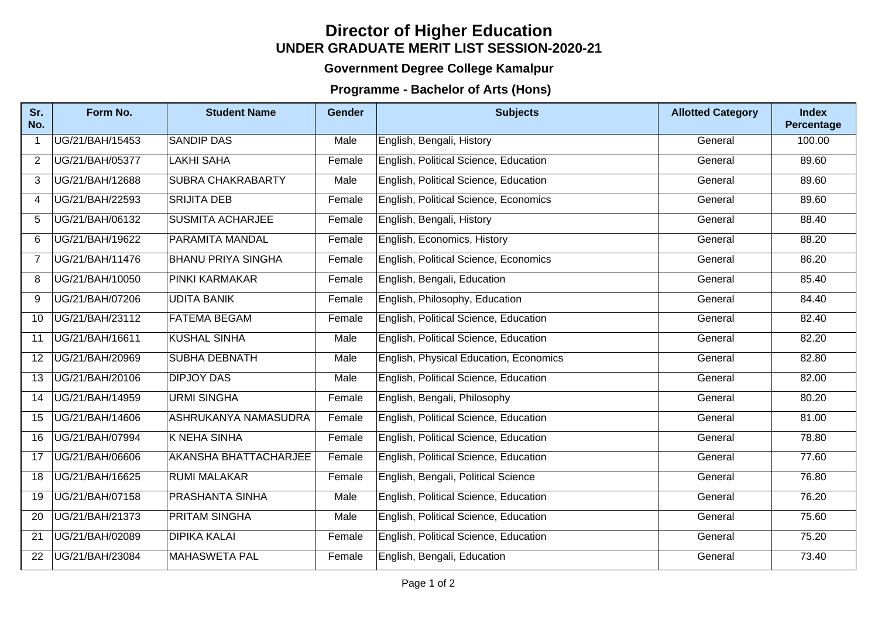# Director of Higher Education

## UNDER GRADUATE MERIT LIST SESSION-2020-21

### Government Degree College Kamalpur

### Programme - Bachelor of Arts (Hons)

| Sr. No. | Form No. | Student Name | Gender | Subjects | Allotted Category | Index Percentage |
|---|---|---|---|---|---|---|
| 1 | UG/21/BAH/15453 | SANDIP DAS | Male | English, Bengali, History | General | 100.00 |
| 2 | UG/21/BAH/05377 | LAKHI SAHA | Female | English, Political Science, Education | General | 89.60 |
| 3 | UG/21/BAH/12688 | SUBRA CHAKRABARTY | Male | English, Political Science, Education | General | 89.60 |
| 4 | UG/21/BAH/22593 | SRIJITA DEB | Female | English, Political Science, Economics | General | 89.60 |
| 5 | UG/21/BAH/06132 | SUSMITA ACHARJEE | Female | English, Bengali, History | General | 88.40 |
| 6 | UG/21/BAH/19622 | PARAMITA MANDAL | Female | English, Economics, History | General | 88.20 |
| 7 | UG/21/BAH/11476 | BHANU PRIYA SINGHA | Female | English, Political Science, Economics | General | 86.20 |
| 8 | UG/21/BAH/10050 | PINKI KARMAKAR | Female | English, Bengali, Education | General | 85.40 |
| 9 | UG/21/BAH/07206 | UDITA BANIK | Female | English, Philosophy, Education | General | 84.40 |
| 10 | UG/21/BAH/23112 | FATEMA BEGAM | Female | English, Political Science, Education | General | 82.40 |
| 11 | UG/21/BAH/16611 | KUSHAL SINHA | Male | English, Political Science, Education | General | 82.20 |
| 12 | UG/21/BAH/20969 | SUBHA DEBNATH | Male | English, Physical Education, Economics | General | 82.80 |
| 13 | UG/21/BAH/20106 | DIPJOY DAS | Male | English, Political Science, Education | General | 82.00 |
| 14 | UG/21/BAH/14959 | URMI SINGHA | Female | English, Bengali, Philosophy | General | 80.20 |
| 15 | UG/21/BAH/14606 | ASHRUKANYA NAMASUDRA | Female | English, Political Science, Education | General | 81.00 |
| 16 | UG/21/BAH/07994 | K NEHA SINHA | Female | English, Political Science, Education | General | 78.80 |
| 17 | UG/21/BAH/06606 | AKANSHA BHATTACHARJEE | Female | English, Political Science, Education | General | 77.60 |
| 18 | UG/21/BAH/16625 | RUMI MALAKAR | Female | English, Bengali, Political Science | General | 76.80 |
| 19 | UG/21/BAH/07158 | PRASHANTA SINHA | Male | English, Political Science, Education | General | 76.20 |
| 20 | UG/21/BAH/21373 | PRITAM SINGHA | Male | English, Political Science, Education | General | 75.60 |
| 21 | UG/21/BAH/02089 | DIPIKA KALAI | Female | English, Political Science, Education | General | 75.20 |
| 22 | UG/21/BAH/23084 | MAHASWETA PAL | Female | English, Bengali, Education | General | 73.40 |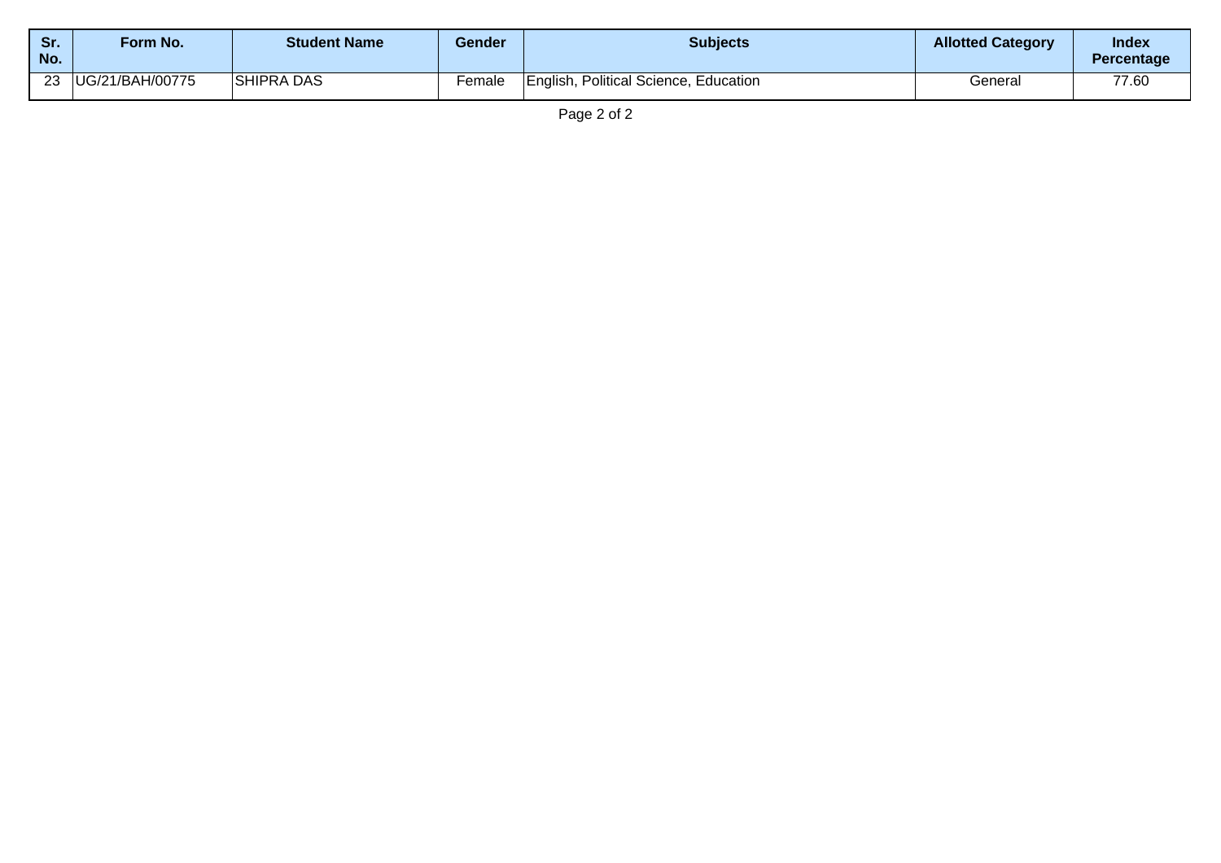| Sr. No. | Form No. | Student Name | Gender | Subjects | Allotted Category | Index Percentage |
|---|---|---|---|---|---|---|
| 23 | UG/21/BAH/00775 | SHIPRA DAS | Female | English, Political Science, Education | General | 77.60 |